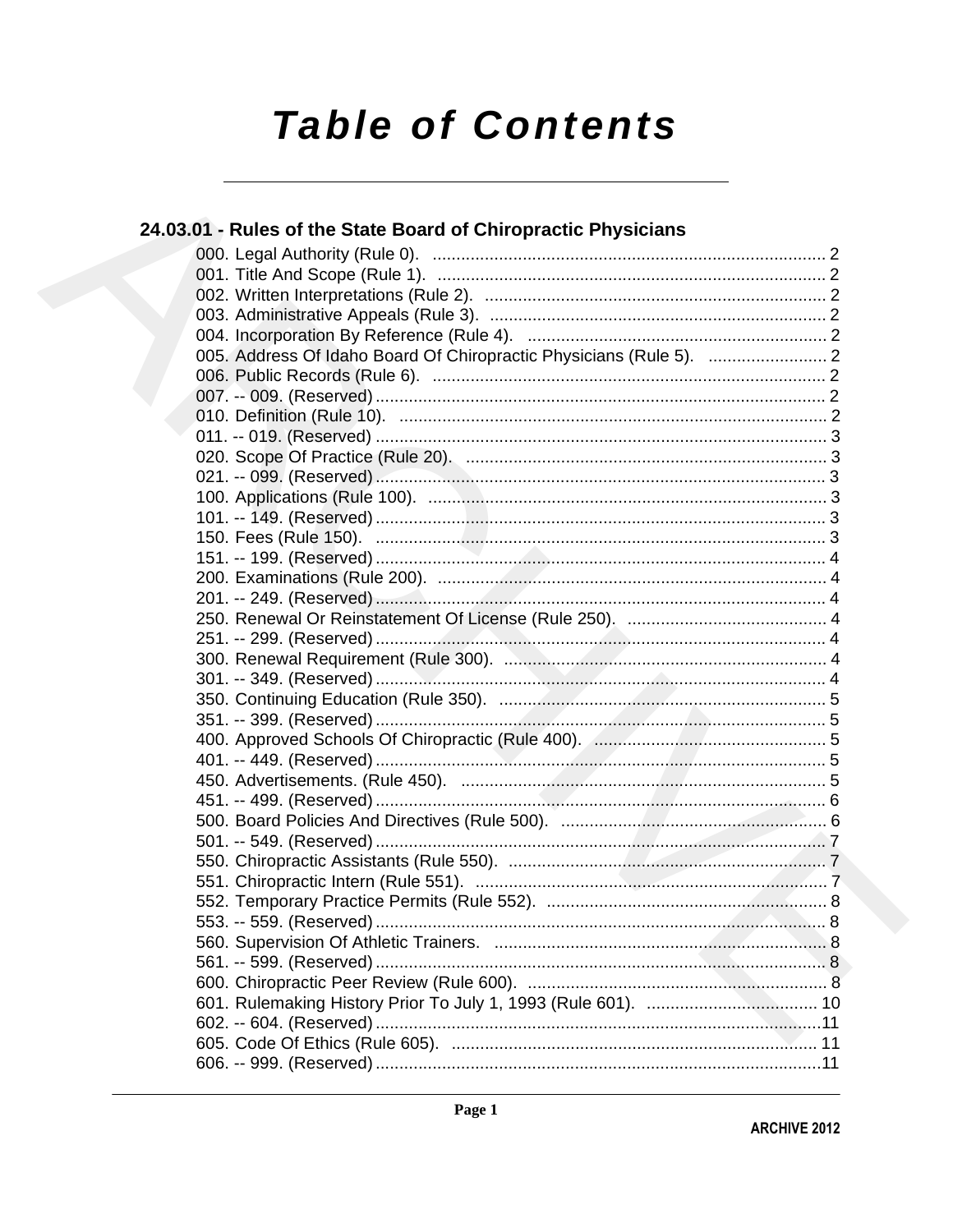# Table of Contents

## 24.03.01 - Rules of the State Board of Chiropractic Physicians

000. Legal Authority (Rule 0). ... 2
001. Title And Scope (Rule 1). ... 2
002. Written Interpretations (Rule 2). ... 2
003. Administrative Appeals (Rule 3). ... 2
004. Incorporation By Reference (Rule 4). ... 2
005. Address Of Idaho Board Of Chiropractic Physicians (Rule 5). ... 2
006. Public Records (Rule 6). ... 2
007. -- 009. (Reserved) ... 2
010. Definition (Rule 10). ... 2
011. -- 019. (Reserved) ... 3
020. Scope Of Practice (Rule 20). ... 3
021. -- 099. (Reserved) ... 3
100. Applications (Rule 100). ... 3
101. -- 149. (Reserved) ... 3
150. Fees (Rule 150). ... 3
151. -- 199. (Reserved) ... 4
200. Examinations (Rule 200). ... 4
201. -- 249. (Reserved) ... 4
250. Renewal Or Reinstatement Of License (Rule 250). ... 4
251. -- 299. (Reserved) ... 4
300. Renewal Requirement (Rule 300). ... 4
301. -- 349. (Reserved) ... 4
350. Continuing Education (Rule 350). ... 5
351. -- 399. (Reserved) ... 5
400. Approved Schools Of Chiropractic (Rule 400). ... 5
401. -- 449. (Reserved) ... 5
450. Advertisements. (Rule 450). ... 5
451. -- 499. (Reserved) ... 6
500. Board Policies And Directives (Rule 500). ... 6
501. -- 549. (Reserved) ... 7
550. Chiropractic Assistants (Rule 550). ... 7
551. Chiropractic Intern (Rule 551). ... 7
552. Temporary Practice Permits (Rule 552). ... 8
553. -- 559. (Reserved) ... 8
560. Supervision Of Athletic Trainers. ... 8
561. -- 599. (Reserved) ... 8
600. Chiropractic Peer Review (Rule 600). ... 8
601. Rulemaking History Prior To July 1, 1993 (Rule 601). ... 10
602. -- 604. (Reserved) ... 11
605. Code Of Ethics (Rule 605). ... 11
606. -- 999. (Reserved) ... 11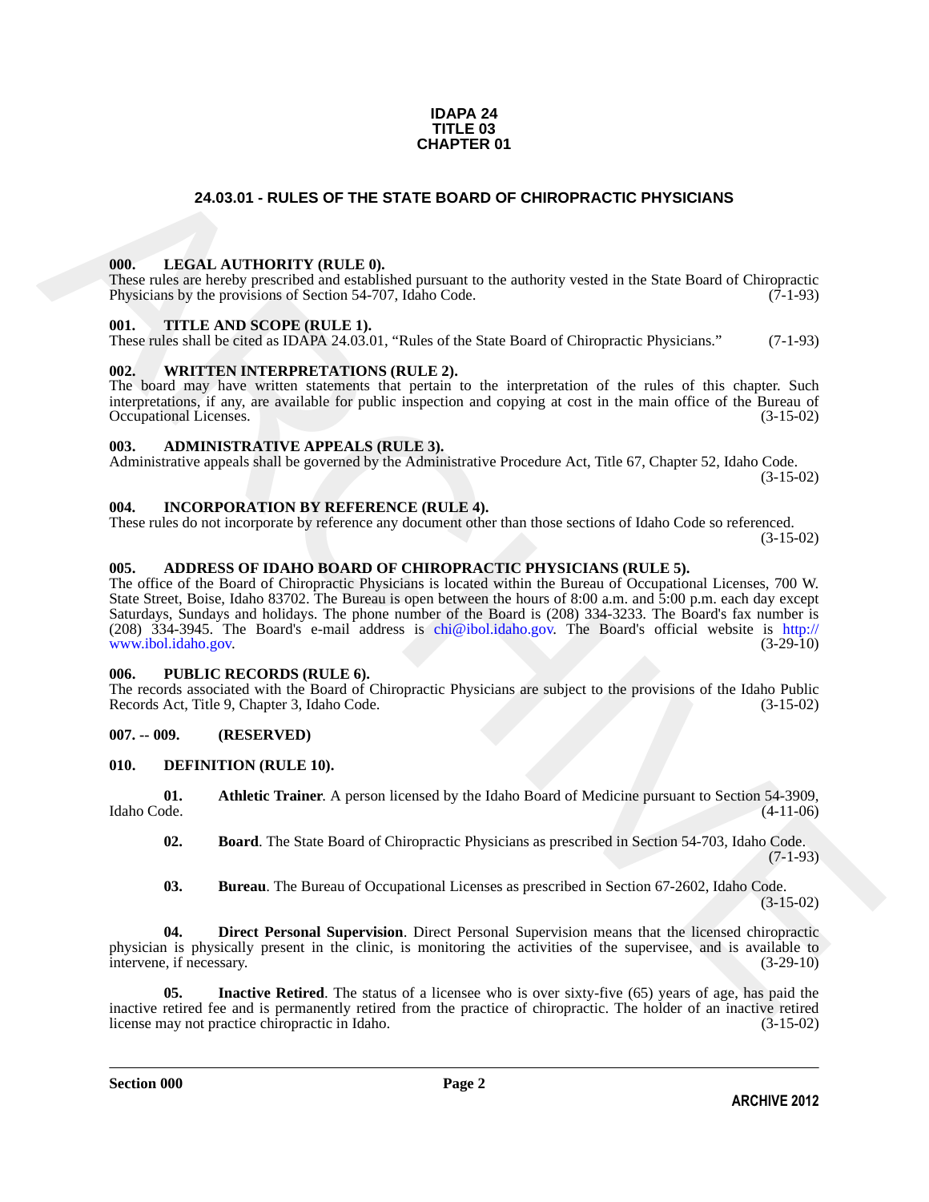**IDAPA 24**
**TITLE 03**
**CHAPTER 01**

# 24.03.01 - RULES OF THE STATE BOARD OF CHIROPRACTIC PHYSICIANS

### 000. LEGAL AUTHORITY (RULE 0).

These rules are hereby prescribed and established pursuant to the authority vested in the State Board of Chiropractic Physicians by the provisions of Section 54-707, Idaho Code. (7-1-93)

### 001. TITLE AND SCOPE (RULE 1).

These rules shall be cited as IDAPA 24.03.01, "Rules of the State Board of Chiropractic Physicians." (7-1-93)

### 002. WRITTEN INTERPRETATIONS (RULE 2).

The board may have written statements that pertain to the interpretation of the rules of this chapter. Such interpretations, if any, are available for public inspection and copying at cost in the main office of the Bureau of Occupational Licenses. (3-15-02)

### 003. ADMINISTRATIVE APPEALS (RULE 3).

Administrative appeals shall be governed by the Administrative Procedure Act, Title 67, Chapter 52, Idaho Code. (3-15-02)

### 004. INCORPORATION BY REFERENCE (RULE 4).

These rules do not incorporate by reference any document other than those sections of Idaho Code so referenced. (3-15-02)

### 005. ADDRESS OF IDAHO BOARD OF CHIROPRACTIC PHYSICIANS (RULE 5).

The office of the Board of Chiropractic Physicians is located within the Bureau of Occupational Licenses, 700 W. State Street, Boise, Idaho 83702. The Bureau is open between the hours of 8:00 a.m. and 5:00 p.m. each day except Saturdays, Sundays and holidays. The phone number of the Board is (208) 334-3233. The Board's fax number is (208) 334-3945. The Board's e-mail address is chi@ibol.idaho.gov. The Board's official website is http://www.ibol.idaho.gov. (3-29-10)

### 006. PUBLIC RECORDS (RULE 6).

The records associated with the Board of Chiropractic Physicians are subject to the provisions of the Idaho Public Records Act, Title 9, Chapter 3, Idaho Code. (3-15-02)

### 007. -- 009. (RESERVED)

### 010. DEFINITION (RULE 10).

**01. Athletic Trainer**. A person licensed by the Idaho Board of Medicine pursuant to Section 54-3909, Idaho Code. (4-11-06)

**02. Board**. The State Board of Chiropractic Physicians as prescribed in Section 54-703, Idaho Code. (7-1-93)

**03. Bureau**. The Bureau of Occupational Licenses as prescribed in Section 67-2602, Idaho Code. (3-15-02)

**04. Direct Personal Supervision**. Direct Personal Supervision means that the licensed chiropractic physician is physically present in the clinic, is monitoring the activities of the supervisee, and is available to intervene, if necessary. (3-29-10)

**05. Inactive Retired**. The status of a licensee who is over sixty-five (65) years of age, has paid the inactive retired fee and is permanently retired from the practice of chiropractic. The holder of an inactive retired license may not practice chiropractic in Idaho. (3-15-02)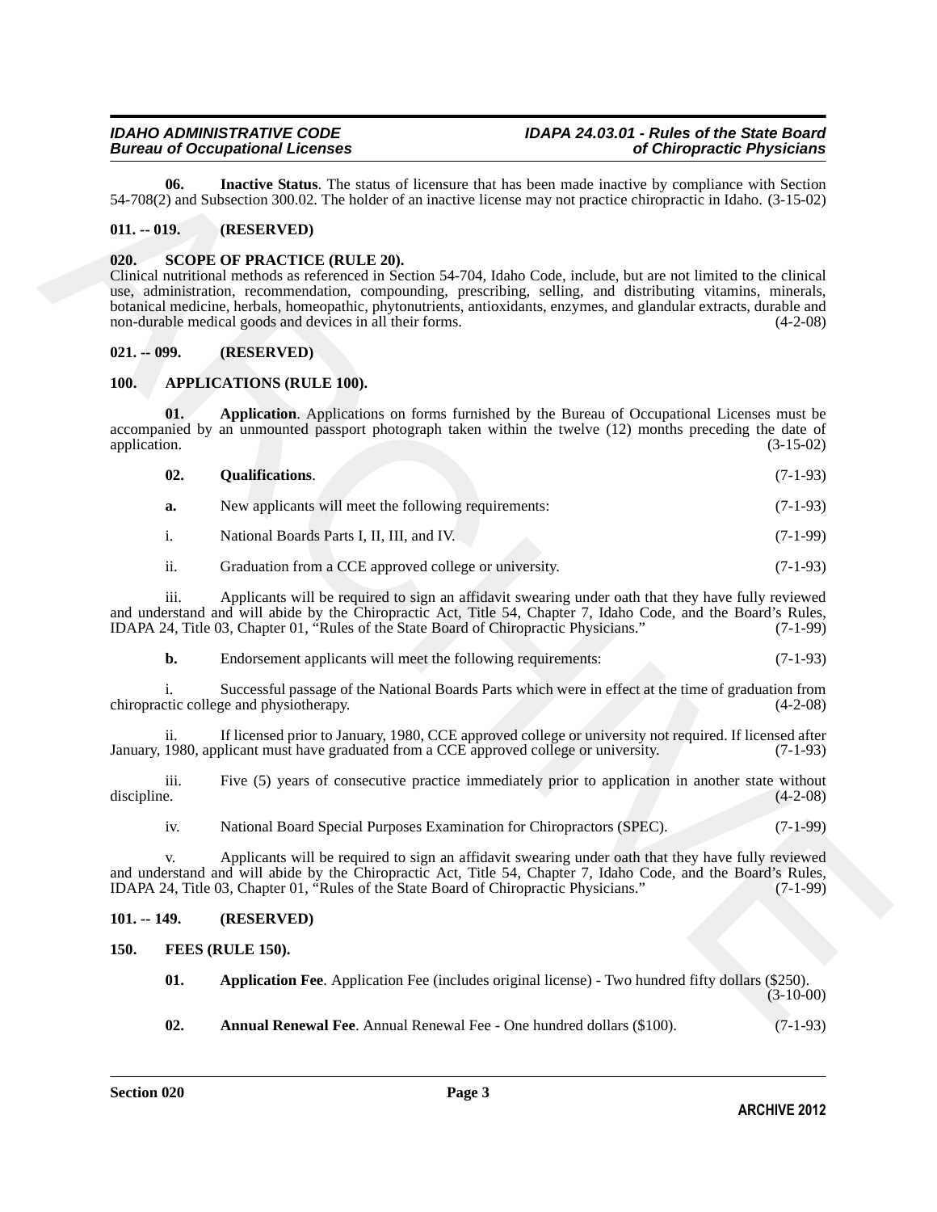**06. Inactive Status**. The status of licensure that has been made inactive by compliance with Section 54-708(2) and Subsection 300.02. The holder of an inactive license may not practice chiropractic in Idaho. (3-15-02)

### 011. -- 019. (RESERVED)

### 020. SCOPE OF PRACTICE (RULE 20).

Clinical nutritional methods as referenced in Section 54-704, Idaho Code, include, but are not limited to the clinical use, administration, recommendation, compounding, prescribing, selling, and distributing vitamins, minerals, botanical medicine, herbals, homeopathic, phytonutrients, antioxidants, enzymes, and glandular extracts, durable and non-durable medical goods and devices in all their forms. (4-2-08)

### 021. -- 099. (RESERVED)

### 100. APPLICATIONS (RULE 100).

**01. Application**. Applications on forms furnished by the Bureau of Occupational Licenses must be accompanied by an unmounted passport photograph taken within the twelve (12) months preceding the date of application. (3-15-02)

**02. Qualifications**. (7-1-93)

**a.** New applicants will meet the following requirements: (7-1-93)

i. National Boards Parts I, II, III, and IV. (7-1-99)

ii. Graduation from a CCE approved college or university. (7-1-93)

iii. Applicants will be required to sign an affidavit swearing under oath that they have fully reviewed and understand and will abide by the Chiropractic Act, Title 54, Chapter 7, Idaho Code, and the Board's Rules, IDAPA 24, Title 03, Chapter 01, "Rules of the State Board of Chiropractic Physicians." (7-1-99)

**b.** Endorsement applicants will meet the following requirements: (7-1-93)

i. Successful passage of the National Boards Parts which were in effect at the time of graduation from chiropractic college and physiotherapy. (4-2-08)

ii. If licensed prior to January, 1980, CCE approved college or university not required. If licensed after January, 1980, applicant must have graduated from a CCE approved college or university. (7-1-93)

iii. Five (5) years of consecutive practice immediately prior to application in another state without discipline. (4-2-08)

iv. National Board Special Purposes Examination for Chiropractors (SPEC). (7-1-99)

v. Applicants will be required to sign an affidavit swearing under oath that they have fully reviewed and understand and will abide by the Chiropractic Act, Title 54, Chapter 7, Idaho Code, and the Board's Rules, IDAPA 24, Title 03, Chapter 01, "Rules of the State Board of Chiropractic Physicians." (7-1-99)

### 101. -- 149. (RESERVED)

### 150. FEES (RULE 150).

**01. Application Fee**. Application Fee (includes original license) - Two hundred fifty dollars ($250). (3-10-00)

**02. Annual Renewal Fee**. Annual Renewal Fee - One hundred dollars ($100). (7-1-93)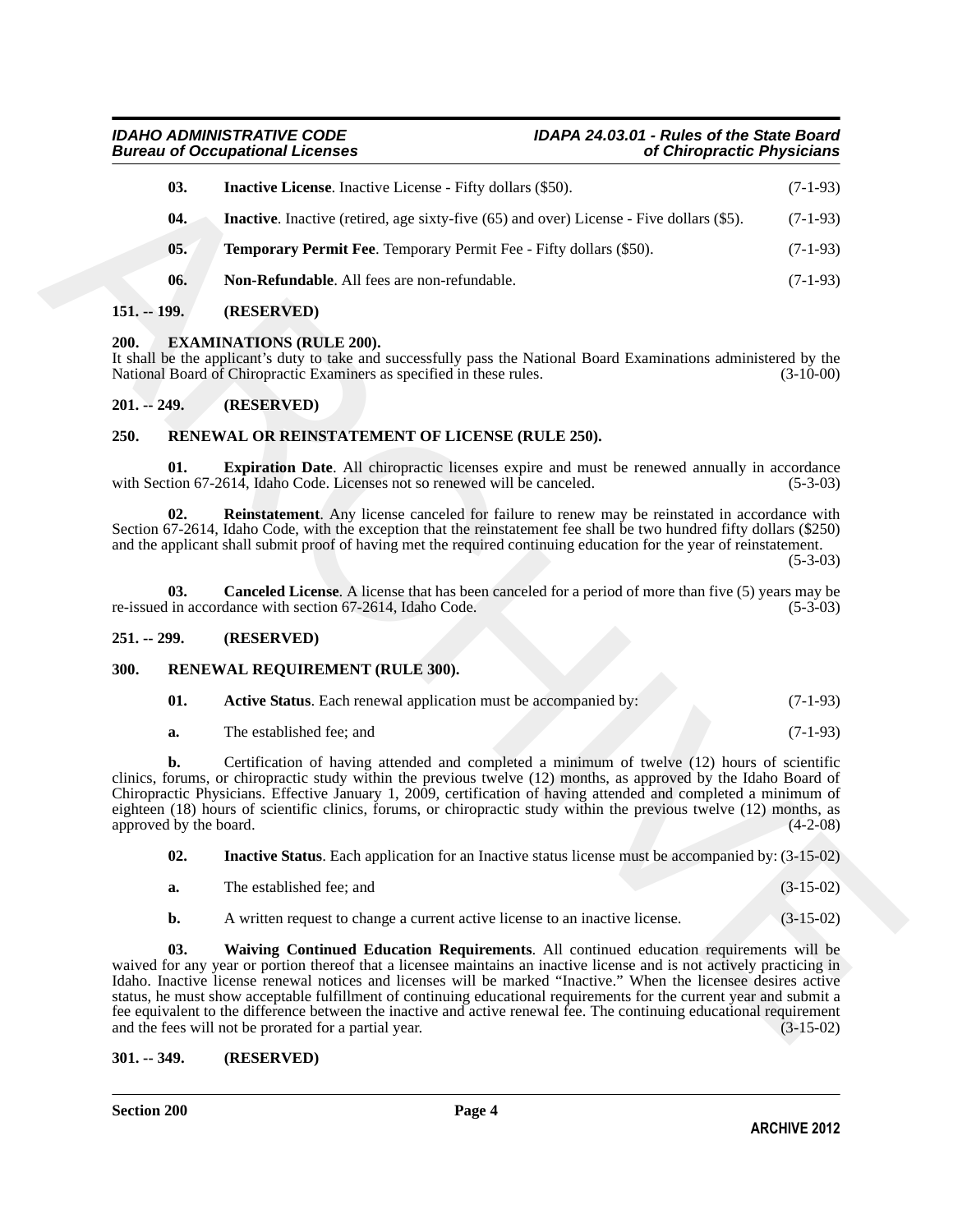**03. Inactive License**. Inactive License - Fifty dollars ($50). (7-1-93)

**04. Inactive**. Inactive (retired, age sixty-five (65) and over) License - Five dollars ($5). (7-1-93)

**05. Temporary Permit Fee**. Temporary Permit Fee - Fifty dollars ($50). (7-1-93)

**06. Non-Refundable**. All fees are non-refundable. (7-1-93)

**151. -- 199. (RESERVED)**

**200. EXAMINATIONS (RULE 200).**

It shall be the applicant's duty to take and successfully pass the National Board Examinations administered by the National Board of Chiropractic Examiners as specified in these rules. (3-10-00)

**201. -- 249. (RESERVED)**

**250. RENEWAL OR REINSTATEMENT OF LICENSE (RULE 250).**

**01. Expiration Date**. All chiropractic licenses expire and must be renewed annually in accordance with Section 67-2614, Idaho Code. Licenses not so renewed will be canceled. (5-3-03)

**02. Reinstatement**. Any license canceled for failure to renew may be reinstated in accordance with Section 67-2614, Idaho Code, with the exception that the reinstatement fee shall be two hundred fifty dollars ($250) and the applicant shall submit proof of having met the required continuing education for the year of reinstatement. (5-3-03)

**03. Canceled License**. A license that has been canceled for a period of more than five (5) years may be re-issued in accordance with section 67-2614, Idaho Code. (5-3-03)

**251. -- 299. (RESERVED)**

**300. RENEWAL REQUIREMENT (RULE 300).**

**01. Active Status**. Each renewal application must be accompanied by: (7-1-93)

**a.** The established fee; and (7-1-93)

**b.** Certification of having attended and completed a minimum of twelve (12) hours of scientific clinics, forums, or chiropractic study within the previous twelve (12) months, as approved by the Idaho Board of Chiropractic Physicians. Effective January 1, 2009, certification of having attended and completed a minimum of eighteen (18) hours of scientific clinics, forums, or chiropractic study within the previous twelve (12) months, as approved by the board. (4-2-08)

**02. Inactive Status**. Each application for an Inactive status license must be accompanied by: (3-15-02)

**a.** The established fee; and (3-15-02)

**b.** A written request to change a current active license to an inactive license. (3-15-02)

**03. Waiving Continued Education Requirements**. All continued education requirements will be waived for any year or portion thereof that a licensee maintains an inactive license and is not actively practicing in Idaho. Inactive license renewal notices and licenses will be marked "Inactive." When the licensee desires active status, he must show acceptable fulfillment of continuing educational requirements for the current year and submit a fee equivalent to the difference between the inactive and active renewal fee. The continuing educational requirement and the fees will not be prorated for a partial year. (3-15-02)

**301. -- 349. (RESERVED)**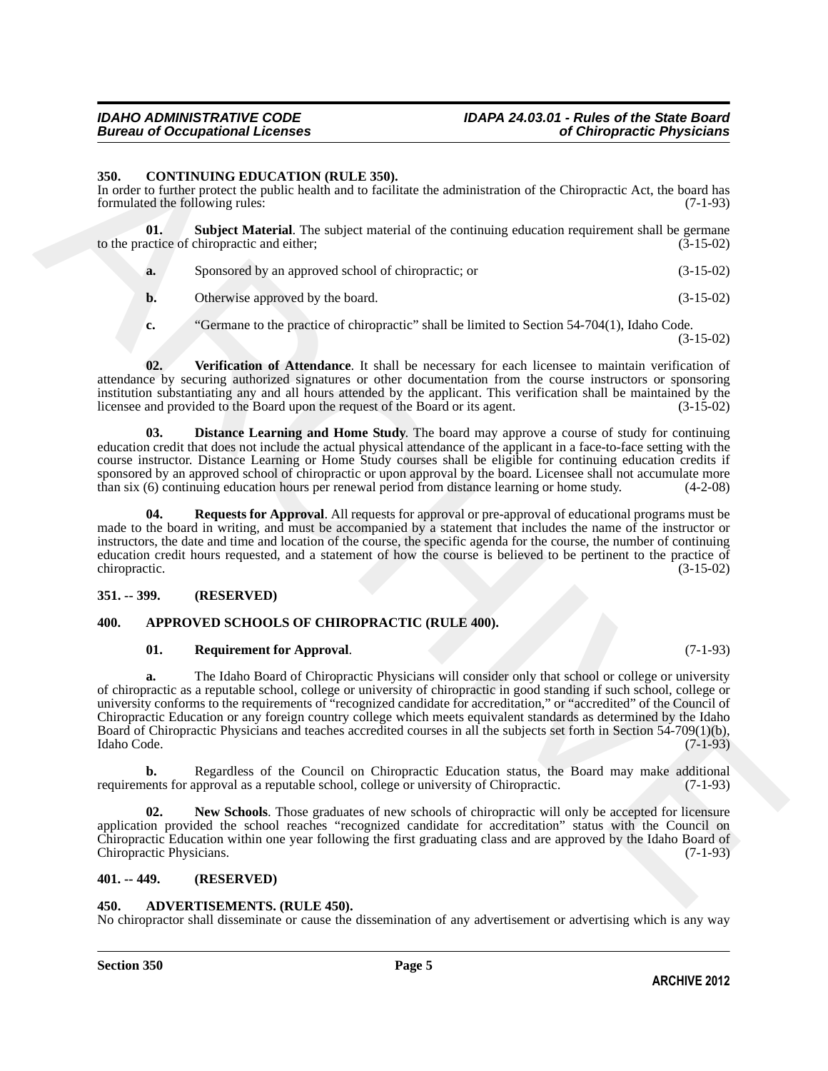## 350. CONTINUING EDUCATION (RULE 350).

In order to further protect the public health and to facilitate the administration of the Chiropractic Act, the board has formulated the following rules: (7-1-93)

**01. Subject Material**. The subject material of the continuing education requirement shall be germane to the practice of chiropractic and either; (3-15-02)

**a.** Sponsored by an approved school of chiropractic; or (3-15-02)

**b.** Otherwise approved by the board. (3-15-02)

**c.** "Germane to the practice of chiropractic" shall be limited to Section 54-704(1), Idaho Code. (3-15-02)

**02. Verification of Attendance**. It shall be necessary for each licensee to maintain verification of attendance by securing authorized signatures or other documentation from the course instructors or sponsoring institution substantiating any and all hours attended by the applicant. This verification shall be maintained by the licensee and provided to the Board upon the request of the Board or its agent. (3-15-02)

**03. Distance Learning and Home Study**. The board may approve a course of study for continuing education credit that does not include the actual physical attendance of the applicant in a face-to-face setting with the course instructor. Distance Learning or Home Study courses shall be eligible for continuing education credits if sponsored by an approved school of chiropractic or upon approval by the board. Licensee shall not accumulate more than six (6) continuing education hours per renewal period from distance learning or home study. (4-2-08)

**04. Requests for Approval**. All requests for approval or pre-approval of educational programs must be made to the board in writing, and must be accompanied by a statement that includes the name of the instructor or instructors, the date and time and location of the course, the specific agenda for the course, the number of continuing education credit hours requested, and a statement of how the course is believed to be pertinent to the practice of chiropractic. (3-15-02)

## 351. -- 399. (RESERVED)

## 400. APPROVED SCHOOLS OF CHIROPRACTIC (RULE 400).

**01. Requirement for Approval**. (7-1-93)

**a.** The Idaho Board of Chiropractic Physicians will consider only that school or college or university of chiropractic as a reputable school, college or university of chiropractic in good standing if such school, college or university conforms to the requirements of "recognized candidate for accreditation," or "accredited" of the Council of Chiropractic Education or any foreign country college which meets equivalent standards as determined by the Idaho Board of Chiropractic Physicians and teaches accredited courses in all the subjects set forth in Section 54-709(1)(b), Idaho Code. (7-1-93)

**b.** Regardless of the Council on Chiropractic Education status, the Board may make additional requirements for approval as a reputable school, college or university of Chiropractic. (7-1-93)

**02. New Schools**. Those graduates of new schools of chiropractic will only be accepted for licensure application provided the school reaches "recognized candidate for accreditation" status with the Council on Chiropractic Education within one year following the first graduating class and are approved by the Idaho Board of Chiropractic Physicians. (7-1-93)

## 401. -- 449. (RESERVED)

## 450. ADVERTISEMENTS. (RULE 450).

No chiropractor shall disseminate or cause the dissemination of any advertisement or advertising which is any way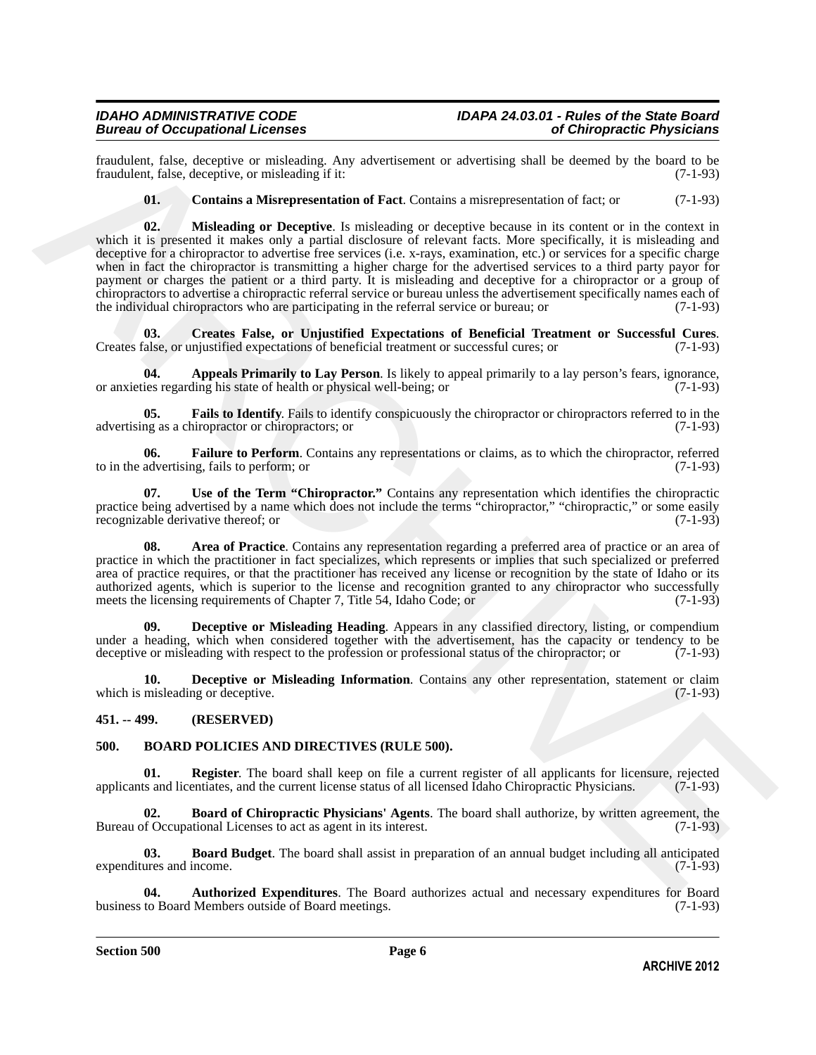fraudulent, false, deceptive or misleading. Any advertisement or advertising shall be deemed by the board to be fraudulent, false, deceptive, or misleading if it: (7-1-93)

**01. Contains a Misrepresentation of Fact**. Contains a misrepresentation of fact; or (7-1-93)

**02. Misleading or Deceptive**. Is misleading or deceptive because in its content or in the context in which it is presented it makes only a partial disclosure of relevant facts. More specifically, it is misleading and deceptive for a chiropractor to advertise free services (i.e. x-rays, examination, etc.) or services for a specific charge when in fact the chiropractor is transmitting a higher charge for the advertised services to a third party payor for payment or charges the patient or a third party. It is misleading and deceptive for a chiropractor or a group of chiropractors to advertise a chiropractic referral service or bureau unless the advertisement specifically names each of the individual chiropractors who are participating in the referral service or bureau; or (7-1-93)

**03. Creates False, or Unjustified Expectations of Beneficial Treatment or Successful Cures**. Creates false, or unjustified expectations of beneficial treatment or successful cures; or (7-1-93)

**04. Appeals Primarily to Lay Person**. Is likely to appeal primarily to a lay person's fears, ignorance, or anxieties regarding his state of health or physical well-being; or (7-1-93)

**05. Fails to Identify**. Fails to identify conspicuously the chiropractor or chiropractors referred to in the advertising as a chiropractor or chiropractors; or (7-1-93)

**06. Failure to Perform**. Contains any representations or claims, as to which the chiropractor, referred to in the advertising, fails to perform; or (7-1-93)

**07. Use of the Term "Chiropractor."** Contains any representation which identifies the chiropractic practice being advertised by a name which does not include the terms "chiropractor," "chiropractic," or some easily recognizable derivative thereof; or (7-1-93)

**08. Area of Practice**. Contains any representation regarding a preferred area of practice or an area of practice in which the practitioner in fact specializes, which represents or implies that such specialized or preferred area of practice requires, or that the practitioner has received any license or recognition by the state of Idaho or its authorized agents, which is superior to the license and recognition granted to any chiropractor who successfully meets the licensing requirements of Chapter 7, Title 54, Idaho Code; or (7-1-93)

**09. Deceptive or Misleading Heading**. Appears in any classified directory, listing, or compendium under a heading, which when considered together with the advertisement, has the capacity or tendency to be deceptive or misleading with respect to the profession or professional status of the chiropractor; or (7-1-93)

**10. Deceptive or Misleading Information**. Contains any other representation, statement or claim which is misleading or deceptive. (7-1-93)

## 451. -- 499. (RESERVED)

## 500. BOARD POLICIES AND DIRECTIVES (RULE 500).

**01. Register**. The board shall keep on file a current register of all applicants for licensure, rejected applicants and licentiates, and the current license status of all licensed Idaho Chiropractic Physicians. (7-1-93)

**02. Board of Chiropractic Physicians' Agents**. The board shall authorize, by written agreement, the Bureau of Occupational Licenses to act as agent in its interest. (7-1-93)

**03. Board Budget**. The board shall assist in preparation of an annual budget including all anticipated expenditures and income. (7-1-93)

**04. Authorized Expenditures**. The Board authorizes actual and necessary expenditures for Board business to Board Members outside of Board meetings. (7-1-93)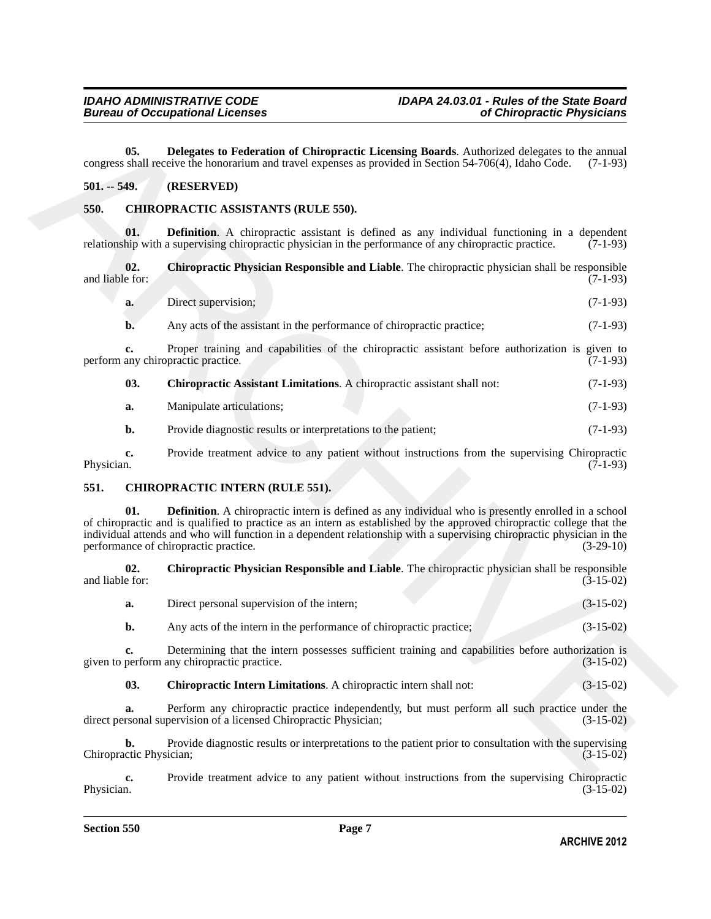**05. Delegates to Federation of Chiropractic Licensing Boards**. Authorized delegates to the annual congress shall receive the honorarium and travel expenses as provided in Section 54-706(4), Idaho Code. (7-1-93)

## 501. -- 549. (RESERVED)

## 550. CHIROPRACTIC ASSISTANTS (RULE 550).

**01. Definition**. A chiropractic assistant is defined as any individual functioning in a dependent relationship with a supervising chiropractic physician in the performance of any chiropractic practice. (7-1-93)

**02. Chiropractic Physician Responsible and Liable**. The chiropractic physician shall be responsible and liable for: (7-1-93)

**a.** Direct supervision; (7-1-93)

**b.** Any acts of the assistant in the performance of chiropractic practice; (7-1-93)

**c.** Proper training and capabilities of the chiropractic assistant before authorization is given to perform any chiropractic practice. (7-1-93)

**03. Chiropractic Assistant Limitations**. A chiropractic assistant shall not: (7-1-93)

**a.** Manipulate articulations; (7-1-93)

**b.** Provide diagnostic results or interpretations to the patient; (7-1-93)

**c.** Provide treatment advice to any patient without instructions from the supervising Chiropractic Physician. (7-1-93)

## 551. CHIROPRACTIC INTERN (RULE 551).

**01. Definition**. A chiropractic intern is defined as any individual who is presently enrolled in a school of chiropractic and is qualified to practice as an intern as established by the approved chiropractic college that the individual attends and who will function in a dependent relationship with a supervising chiropractic physician in the performance of chiropractic practice. (3-29-10)

**02. Chiropractic Physician Responsible and Liable**. The chiropractic physician shall be responsible and liable for: (3-15-02)

**a.** Direct personal supervision of the intern; (3-15-02)

**b.** Any acts of the intern in the performance of chiropractic practice; (3-15-02)

**c.** Determining that the intern possesses sufficient training and capabilities before authorization is given to perform any chiropractic practice. (3-15-02)

**03. Chiropractic Intern Limitations**. A chiropractic intern shall not: (3-15-02)

**a.** Perform any chiropractic practice independently, but must perform all such practice under the direct personal supervision of a licensed Chiropractic Physician; (3-15-02)

**b.** Provide diagnostic results or interpretations to the patient prior to consultation with the supervising Chiropractic Physician; (3-15-02)

**c.** Provide treatment advice to any patient without instructions from the supervising Chiropractic Physician. (3-15-02)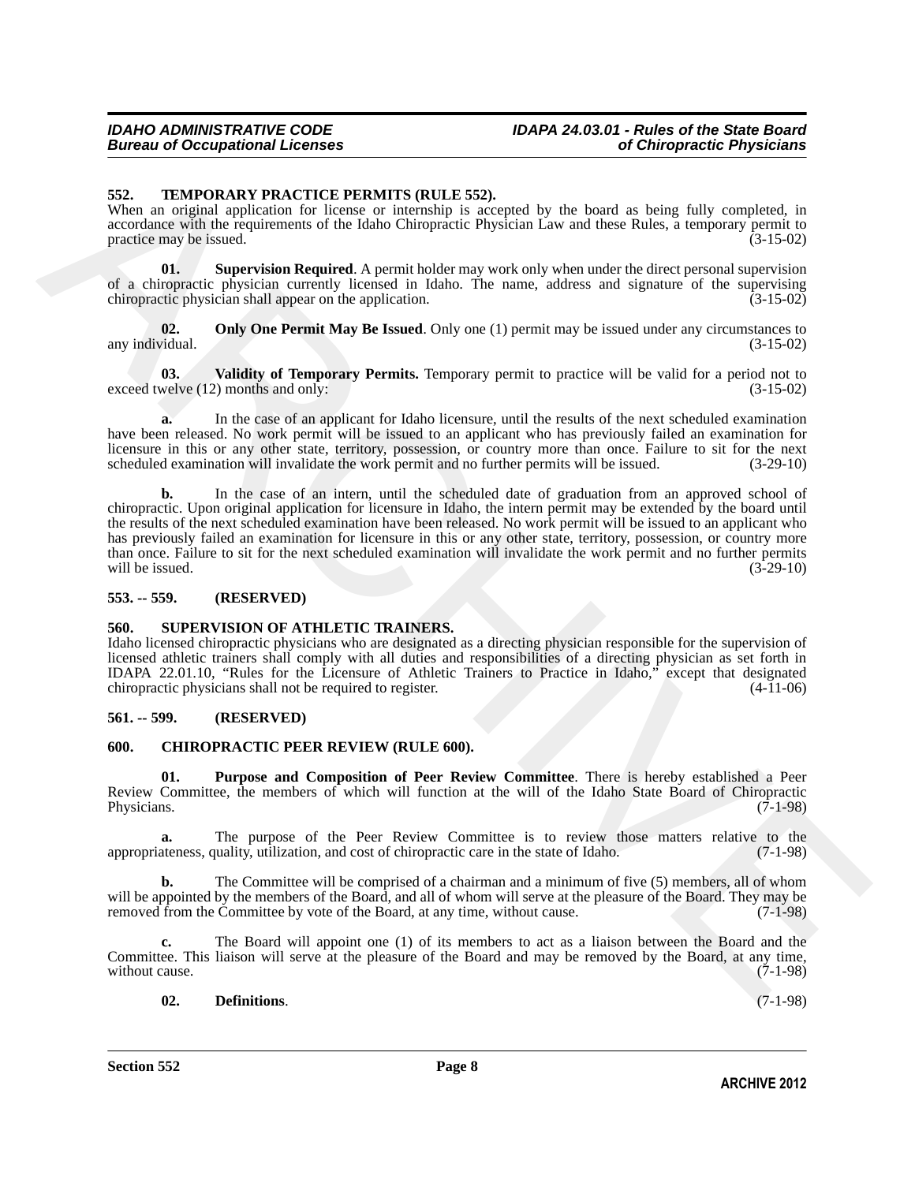**552. TEMPORARY PRACTICE PERMITS (RULE 552).**

When an original application for license or internship is accepted by the board as being fully completed, in accordance with the requirements of the Idaho Chiropractic Physician Law and these Rules, a temporary permit to practice may be issued. (3-15-02)

**01. Supervision Required**. A permit holder may work only when under the direct personal supervision of a chiropractic physician currently licensed in Idaho. The name, address and signature of the supervising chiropractic physician shall appear on the application. (3-15-02)

**02. Only One Permit May Be Issued**. Only one (1) permit may be issued under any circumstances to any individual. (3-15-02)

**03. Validity of Temporary Permits.** Temporary permit to practice will be valid for a period not to exceed twelve (12) months and only: (3-15-02)

**a.** In the case of an applicant for Idaho licensure, until the results of the next scheduled examination have been released. No work permit will be issued to an applicant who has previously failed an examination for licensure in this or any other state, territory, possession, or country more than once. Failure to sit for the next scheduled examination will invalidate the work permit and no further permits will be issued. (3-29-10)

**b.** In the case of an intern, until the scheduled date of graduation from an approved school of chiropractic. Upon original application for licensure in Idaho, the intern permit may be extended by the board until the results of the next scheduled examination have been released. No work permit will be issued to an applicant who has previously failed an examination for licensure in this or any other state, territory, possession, or country more than once. Failure to sit for the next scheduled examination will invalidate the work permit and no further permits will be issued. (3-29-10)

**553. -- 559. (RESERVED)**

**560. SUPERVISION OF ATHLETIC TRAINERS.**

Idaho licensed chiropractic physicians who are designated as a directing physician responsible for the supervision of licensed athletic trainers shall comply with all duties and responsibilities of a directing physician as set forth in IDAPA 22.01.10, "Rules for the Licensure of Athletic Trainers to Practice in Idaho," except that designated chiropractic physicians shall not be required to register. (4-11-06)

**561. -- 599. (RESERVED)**

**600. CHIROPRACTIC PEER REVIEW (RULE 600).**

**01. Purpose and Composition of Peer Review Committee**. There is hereby established a Peer Review Committee, the members of which will function at the will of the Idaho State Board of Chiropractic Physicians. (7-1-98)

**a.** The purpose of the Peer Review Committee is to review those matters relative to the appropriateness, quality, utilization, and cost of chiropractic care in the state of Idaho. (7-1-98)

**b.** The Committee will be comprised of a chairman and a minimum of five (5) members, all of whom will be appointed by the members of the Board, and all of whom will serve at the pleasure of the Board. They may be removed from the Committee by vote of the Board, at any time, without cause. (7-1-98)

**c.** The Board will appoint one (1) of its members to act as a liaison between the Board and the Committee. This liaison will serve at the pleasure of the Board and may be removed by the Board, at any time, without cause. (7-1-98)

**02. Definitions**. (7-1-98)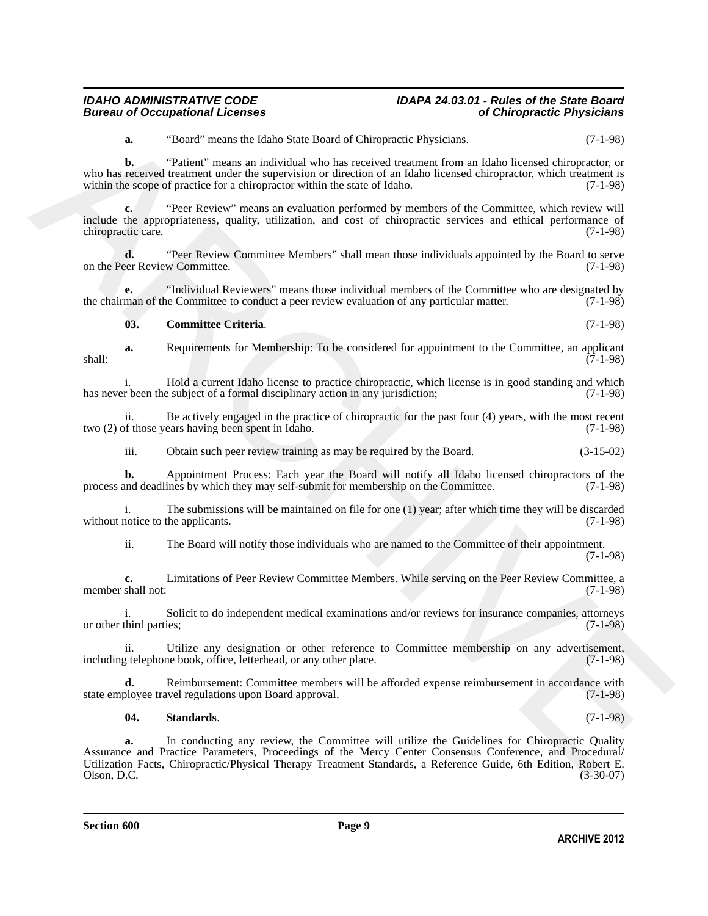**a.** "Board" means the Idaho State Board of Chiropractic Physicians. (7-1-98)

**b.** "Patient" means an individual who has received treatment from an Idaho licensed chiropractor, or who has received treatment under the supervision or direction of an Idaho licensed chiropractor, which treatment is within the scope of practice for a chiropractor within the state of Idaho. (7-1-98)

**c.** "Peer Review" means an evaluation performed by members of the Committee, which review will include the appropriateness, quality, utilization, and cost of chiropractic services and ethical performance of chiropractic care. (7-1-98)

**d.** "Peer Review Committee Members" shall mean those individuals appointed by the Board to serve on the Peer Review Committee. (7-1-98)

**e.** "Individual Reviewers" means those individual members of the Committee who are designated by the chairman of the Committee to conduct a peer review evaluation of any particular matter. (7-1-98)

**03. Committee Criteria**. (7-1-98)

**a.** Requirements for Membership: To be considered for appointment to the Committee, an applicant shall: (7-1-98)

i. Hold a current Idaho license to practice chiropractic, which license is in good standing and which has never been the subject of a formal disciplinary action in any jurisdiction; (7-1-98)

ii. Be actively engaged in the practice of chiropractic for the past four (4) years, with the most recent two (2) of those years having been spent in Idaho. (7-1-98)

iii. Obtain such peer review training as may be required by the Board. (3-15-02)

**b.** Appointment Process: Each year the Board will notify all Idaho licensed chiropractors of the process and deadlines by which they may self-submit for membership on the Committee. (7-1-98)

i. The submissions will be maintained on file for one (1) year; after which time they will be discarded without notice to the applicants. (7-1-98)

ii. The Board will notify those individuals who are named to the Committee of their appointment. (7-1-98)

**c.** Limitations of Peer Review Committee Members. While serving on the Peer Review Committee, a member shall not: (7-1-98)

i. Solicit to do independent medical examinations and/or reviews for insurance companies, attorneys or other third parties; (7-1-98)

ii. Utilize any designation or other reference to Committee membership on any advertisement, including telephone book, office, letterhead, or any other place. (7-1-98)

**d.** Reimbursement: Committee members will be afforded expense reimbursement in accordance with state employee travel regulations upon Board approval. (7-1-98)

**04. Standards**. (7-1-98)

**a.** In conducting any review, the Committee will utilize the Guidelines for Chiropractic Quality Assurance and Practice Parameters, Proceedings of the Mercy Center Consensus Conference, and Procedural/Utilization Facts, Chiropractic/Physical Therapy Treatment Standards, a Reference Guide, 6th Edition, Robert E. Olson, D.C. (3-30-07)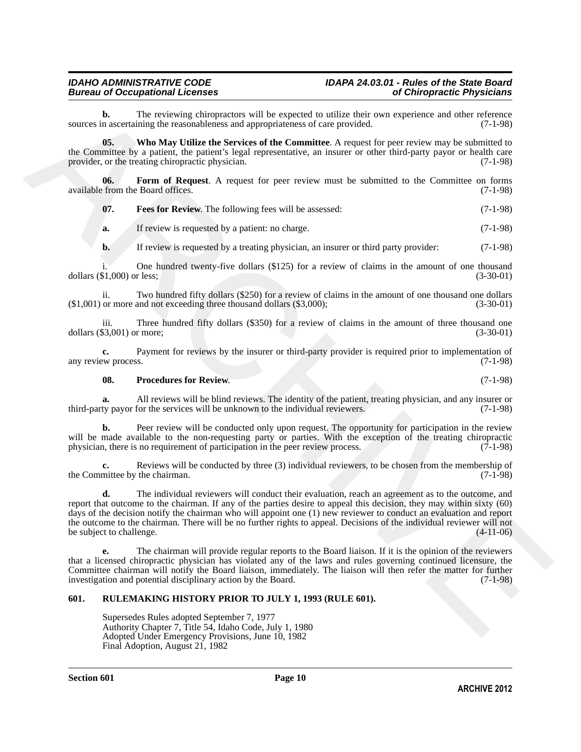**b.** The reviewing chiropractors will be expected to utilize their own experience and other reference sources in ascertaining the reasonableness and appropriateness of care provided. (7-1-98)

**05. Who May Utilize the Services of the Committee**. A request for peer review may be submitted to the Committee by a patient, the patient's legal representative, an insurer or other third-party payor or health care provider, or the treating chiropractic physician. (7-1-98)

**06. Form of Request**. A request for peer review must be submitted to the Committee on forms available from the Board offices. (7-1-98)

**07. Fees for Review**. The following fees will be assessed: (7-1-98)

**a.** If review is requested by a patient: no charge. (7-1-98)

**b.** If review is requested by a treating physician, an insurer or third party provider: (7-1-98)

i. One hundred twenty-five dollars ($125) for a review of claims in the amount of one thousand dollars ($1,000) or less; (3-30-01)

ii. Two hundred fifty dollars ($250) for a review of claims in the amount of one thousand one dollars ($1,001) or more and not exceeding three thousand dollars ($3,000); (3-30-01)

iii. Three hundred fifty dollars ($350) for a review of claims in the amount of three thousand one dollars ($3,001) or more; (3-30-01)

**c.** Payment for reviews by the insurer or third-party provider is required prior to implementation of any review process. (7-1-98)

**08. Procedures for Review**. (7-1-98)

**a.** All reviews will be blind reviews. The identity of the patient, treating physician, and any insurer or third-party payor for the services will be unknown to the individual reviewers. (7-1-98)

**b.** Peer review will be conducted only upon request. The opportunity for participation in the review will be made available to the non-requesting party or parties. With the exception of the treating chiropractic physician, there is no requirement of participation in the peer review process. (7-1-98)

**c.** Reviews will be conducted by three (3) individual reviewers, to be chosen from the membership of the Committee by the chairman. (7-1-98)

**d.** The individual reviewers will conduct their evaluation, reach an agreement as to the outcome, and report that outcome to the chairman. If any of the parties desire to appeal this decision, they may within sixty (60) days of the decision notify the chairman who will appoint one (1) new reviewer to conduct an evaluation and report the outcome to the chairman. There will be no further rights to appeal. Decisions of the individual reviewer will not be subject to challenge. (4-11-06)

**e.** The chairman will provide regular reports to the Board liaison. If it is the opinion of the reviewers that a licensed chiropractic physician has violated any of the laws and rules governing continued licensure, the Committee chairman will notify the Board liaison, immediately. The liaison will then refer the matter for further investigation and potential disciplinary action by the Board. (7-1-98)

## 601. RULEMAKING HISTORY PRIOR TO JULY 1, 1993 (RULE 601).

Supersedes Rules adopted September 7, 1977
Authority Chapter 7, Title 54, Idaho Code, July 1, 1980
Adopted Under Emergency Provisions, June 10, 1982
Final Adoption, August 21, 1982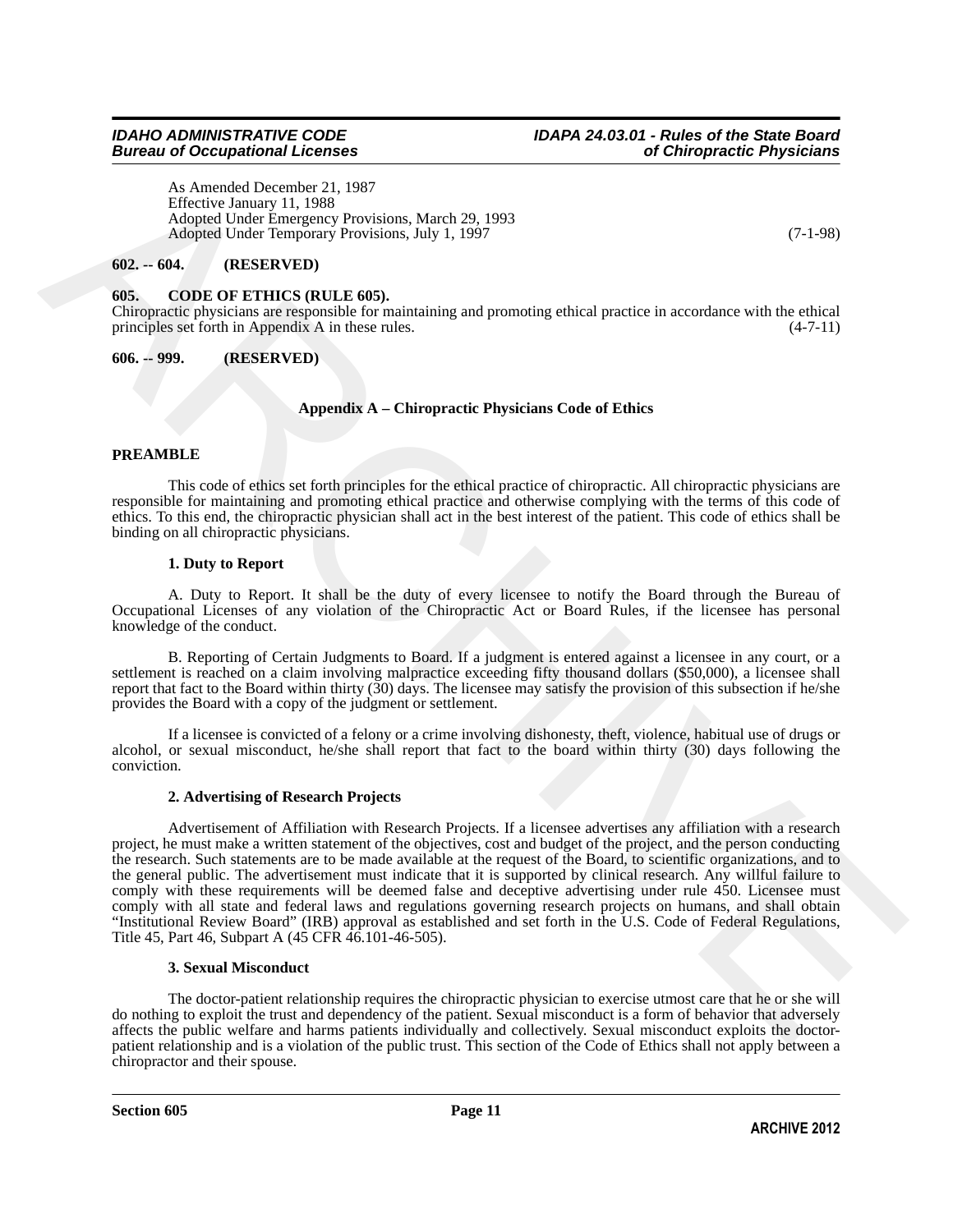As Amended December 21, 1987
Effective January 11, 1988
Adopted Under Emergency Provisions, March 29, 1993
Adopted Under Temporary Provisions, July 1, 1997 (7-1-98)

**602. -- 604. (RESERVED)**

**605. CODE OF ETHICS (RULE 605).**

Chiropractic physicians are responsible for maintaining and promoting ethical practice in accordance with the ethical principles set forth in Appendix A in these rules. (4-7-11)

**606. -- 999. (RESERVED)**

## Appendix A – Chiropractic Physicians Code of Ethics

**PREAMBLE**

This code of ethics set forth principles for the ethical practice of chiropractic. All chiropractic physicians are responsible for maintaining and promoting ethical practice and otherwise complying with the terms of this code of ethics. To this end, the chiropractic physician shall act in the best interest of the patient. This code of ethics shall be binding on all chiropractic physicians.

**1. Duty to Report**

A. Duty to Report. It shall be the duty of every licensee to notify the Board through the Bureau of Occupational Licenses of any violation of the Chiropractic Act or Board Rules, if the licensee has personal knowledge of the conduct.

B. Reporting of Certain Judgments to Board. If a judgment is entered against a licensee in any court, or a settlement is reached on a claim involving malpractice exceeding fifty thousand dollars ($50,000), a licensee shall report that fact to the Board within thirty (30) days. The licensee may satisfy the provision of this subsection if he/she provides the Board with a copy of the judgment or settlement.

If a licensee is convicted of a felony or a crime involving dishonesty, theft, violence, habitual use of drugs or alcohol, or sexual misconduct, he/she shall report that fact to the board within thirty (30) days following the conviction.

**2. Advertising of Research Projects**

Advertisement of Affiliation with Research Projects. If a licensee advertises any affiliation with a research project, he must make a written statement of the objectives, cost and budget of the project, and the person conducting the research. Such statements are to be made available at the request of the Board, to scientific organizations, and to the general public. The advertisement must indicate that it is supported by clinical research. Any willful failure to comply with these requirements will be deemed false and deceptive advertising under rule 450. Licensee must comply with all state and federal laws and regulations governing research projects on humans, and shall obtain "Institutional Review Board" (IRB) approval as established and set forth in the U.S. Code of Federal Regulations, Title 45, Part 46, Subpart A (45 CFR 46.101-46-505).

**3. Sexual Misconduct**

The doctor-patient relationship requires the chiropractic physician to exercise utmost care that he or she will do nothing to exploit the trust and dependency of the patient. Sexual misconduct is a form of behavior that adversely affects the public welfare and harms patients individually and collectively. Sexual misconduct exploits the doctor-patient relationship and is a violation of the public trust. This section of the Code of Ethics shall not apply between a chiropractor and their spouse.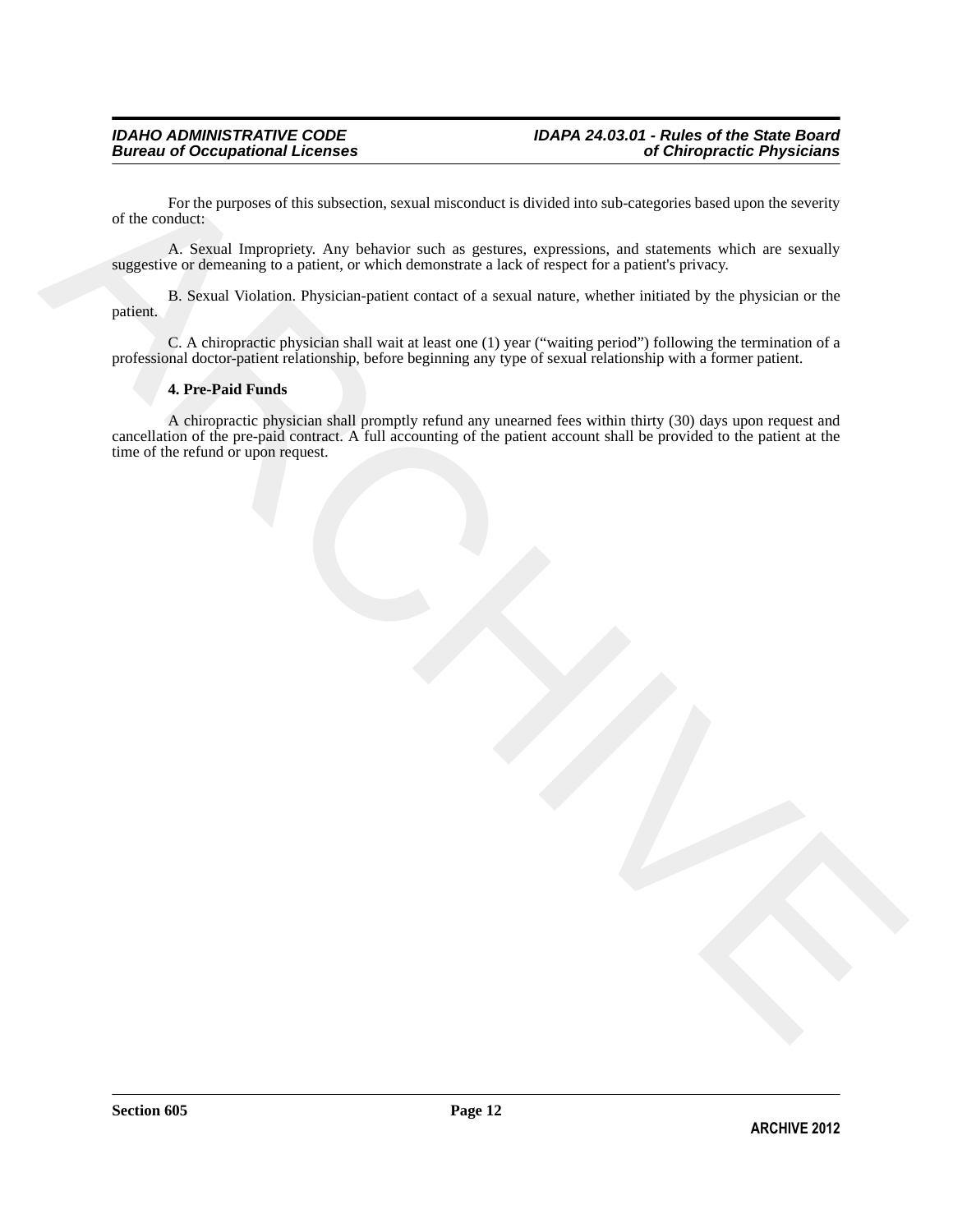For the purposes of this subsection, sexual misconduct is divided into sub-categories based upon the severity of the conduct:

A. Sexual Impropriety. Any behavior such as gestures, expressions, and statements which are sexually suggestive or demeaning to a patient, or which demonstrate a lack of respect for a patient's privacy.

B. Sexual Violation. Physician-patient contact of a sexual nature, whether initiated by the physician or the patient.

C. A chiropractic physician shall wait at least one (1) year ("waiting period") following the termination of a professional doctor-patient relationship, before beginning any type of sexual relationship with a former patient.

**4. Pre-Paid Funds**

A chiropractic physician shall promptly refund any unearned fees within thirty (30) days upon request and cancellation of the pre-paid contract. A full accounting of the patient account shall be provided to the patient at the time of the refund or upon request.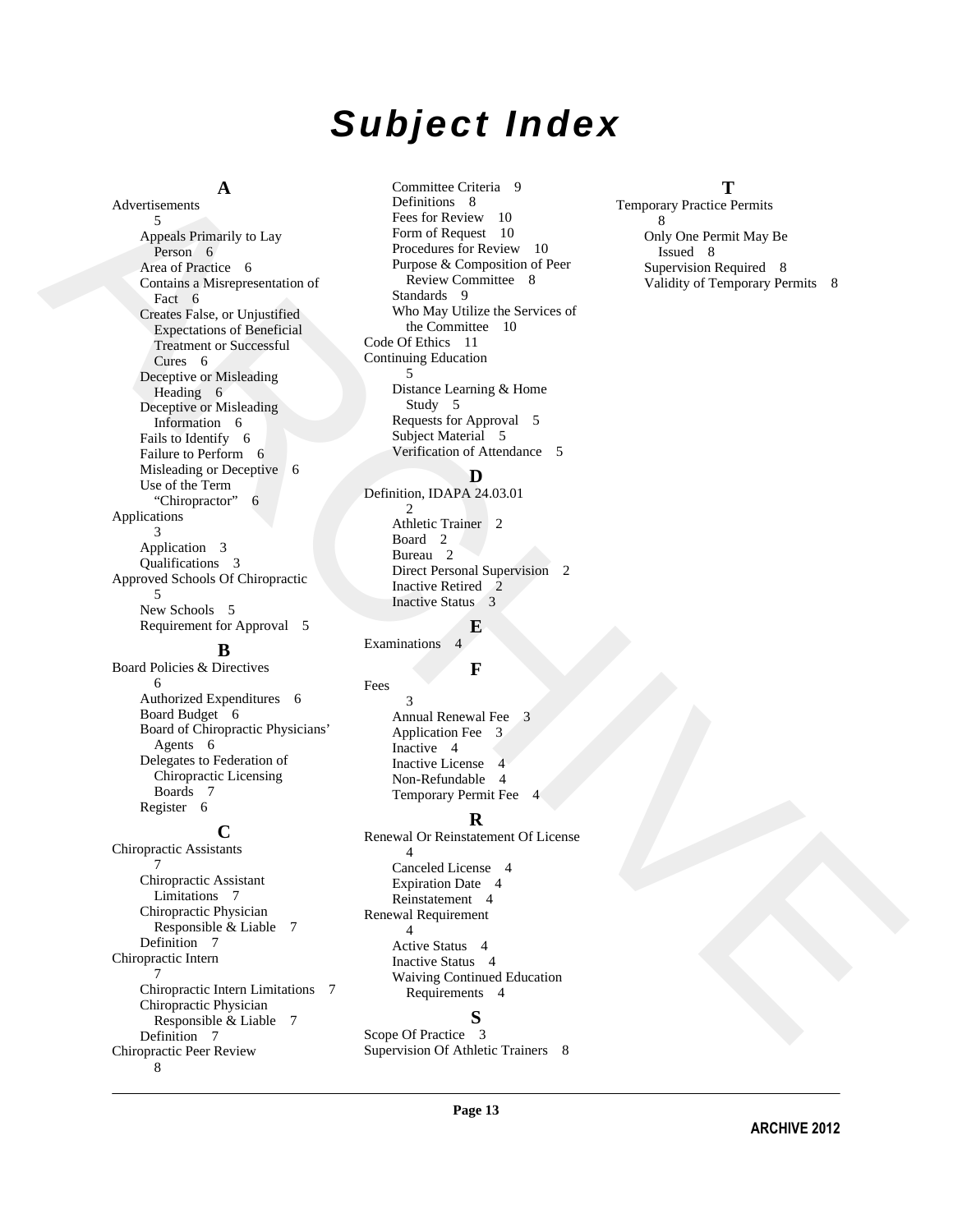# Subject Index

**A**

Advertisements 5
- Appeals Primarily to Lay Person 6
- Area of Practice 6
- Contains a Misrepresentation of Fact 6
- Creates False, or Unjustified Expectations of Beneficial Treatment or Successful Cures 6
- Deceptive or Misleading Heading 6
- Deceptive or Misleading Information 6
- Fails to Identify 6
- Failure to Perform 6
- Misleading or Deceptive 6
- Use of the Term "Chiropractor" 6

Applications 3
- Application 3
- Qualifications 3

Approved Schools Of Chiropractic 5
- New Schools 5
- Requirement for Approval 5

**B**

Board Policies & Directives 6
- Authorized Expenditures 6
- Board Budget 6
- Board of Chiropractic Physicians' Agents 6
- Delegates to Federation of Chiropractic Licensing Boards 7
- Register 6

**C**

Chiropractic Assistants 7
- Chiropractic Assistant Limitations 7
- Chiropractic Physician Responsible & Liable 7
- Definition 7

Chiropractic Intern 7
- Chiropractic Intern Limitations 7
- Chiropractic Physician Responsible & Liable 7
- Definition 7

Chiropractic Peer Review 8
- Committee Criteria 9
- Definitions 8
- Fees for Review 10
- Form of Request 10
- Procedures for Review 10
- Purpose & Composition of Peer Review Committee 8
- Standards 9
- Who May Utilize the Services of the Committee 10

Code Of Ethics 11

Continuing Education 5
- Distance Learning & Home Study 5
- Requests for Approval 5
- Subject Material 5
- Verification of Attendance 5

**D**

Definition, IDAPA 24.03.01 2
- Athletic Trainer 2
- Board 2
- Bureau 2
- Direct Personal Supervision 2
- Inactive Retired 2
- Inactive Status 3

**E**

Examinations 4

**F**

Fees 3
- Annual Renewal Fee 3
- Application Fee 3
- Inactive 4
- Inactive License 4
- Non-Refundable 4
- Temporary Permit Fee 4

**R**

Renewal Or Reinstatement Of License 4
- Canceled License 4
- Expiration Date 4
- Reinstatement 4

Renewal Requirement 4
- Active Status 4
- Inactive Status 4
- Waiving Continued Education Requirements 4

**S**

Scope Of Practice 3

Supervision Of Athletic Trainers 8

**T**

Temporary Practice Permits 8
- Only One Permit May Be Issued 8
- Supervision Required 8
- Validity of Temporary Permits 8